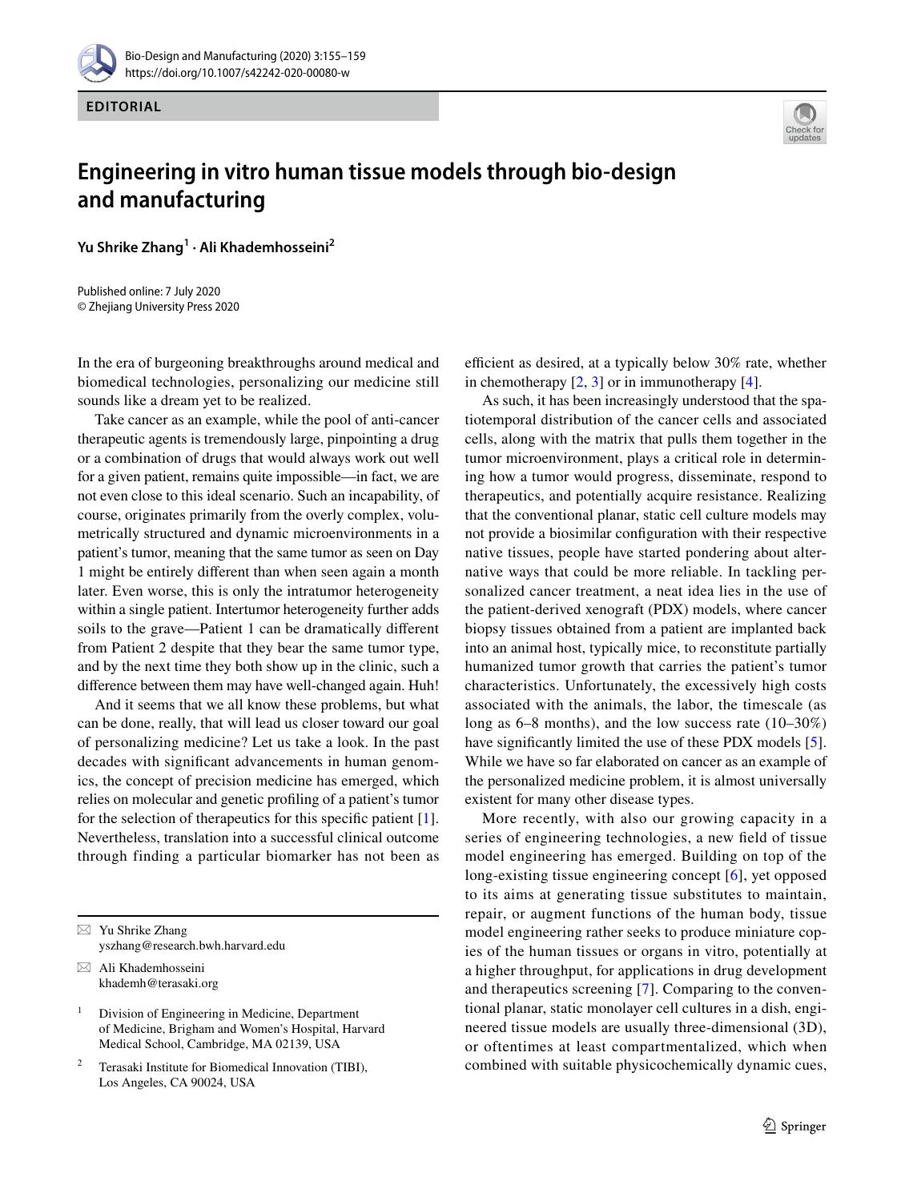EDITORIAL

# Engineering in vitro human tissue models through bio-design and manufacturing

**Yu Shrike Zhang[1] · Ali Khademhosseini[2]**

Published online: 7 July 2020
© Zhejiang University Press 2020

In the era of burgeoning breakthroughs around medical and biomedical technologies, personalizing our medicine still sounds like a dream yet to be realized.

Take cancer as an example, while the pool of anti-cancer therapeutic agents is tremendously large, pinpointing a drug or a combination of drugs that would always work out well for a given patient, remains quite impossible—in fact, we are not even close to this ideal scenario. Such an incapability, of course, originates primarily from the overly complex, volumetrically structured and dynamic microenvironments in a patient's tumor, meaning that the same tumor as seen on Day 1 might be entirely different than when seen again a month later. Even worse, this is only the intratumor heterogeneity within a single patient. Intertumor heterogeneity further adds soils to the grave—Patient 1 can be dramatically different from Patient 2 despite that they bear the same tumor type, and by the next time they both show up in the clinic, such a difference between them may have well-changed again. Huh!

And it seems that we all know these problems, but what can be done, really, that will lead us closer toward our goal of personalizing medicine? Let us take a look. In the past decades with significant advancements in human genomics, the concept of precision medicine has emerged, which relies on molecular and genetic profiling of a patient's tumor for the selection of therapeutics for this specific patient [1]. Nevertheless, translation into a successful clinical outcome through finding a particular biomarker has not been as efficient as desired, at a typically below 30% rate, whether in chemotherapy [2, 3] or in immunotherapy [4].

As such, it has been increasingly understood that the spatiotemporal distribution of the cancer cells and associated cells, along with the matrix that pulls them together in the tumor microenvironment, plays a critical role in determining how a tumor would progress, disseminate, respond to therapeutics, and potentially acquire resistance. Realizing that the conventional planar, static cell culture models may not provide a biosimilar configuration with their respective native tissues, people have started pondering about alternative ways that could be more reliable. In tackling personalized cancer treatment, a neat idea lies in the use of the patient-derived xenograft (PDX) models, where cancer biopsy tissues obtained from a patient are implanted back into an animal host, typically mice, to reconstitute partially humanized tumor growth that carries the patient's tumor characteristics. Unfortunately, the excessively high costs associated with the animals, the labor, the timescale (as long as 6–8 months), and the low success rate (10–30%) have significantly limited the use of these PDX models [5]. While we have so far elaborated on cancer as an example of the personalized medicine problem, it is almost universally existent for many other disease types.

More recently, with also our growing capacity in a series of engineering technologies, a new field of tissue model engineering has emerged. Building on top of the long-existing tissue engineering concept [6], yet opposed to its aims at generating tissue substitutes to maintain, repair, or augment functions of the human body, tissue model engineering rather seeks to produce miniature copies of the human tissues or organs in vitro, potentially at a higher throughput, for applications in drug development and therapeutics screening [7]. Comparing to the conventional planar, static monolayer cell cultures in a dish, engineered tissue models are usually three-dimensional (3D), or oftentimes at least compartmentalized, which when combined with suitable physicochemically dynamic cues,

---

✉ Yu Shrike Zhang
yszhang@research.bwh.harvard.edu

✉ Ali Khademhosseini
khademh@terasaki.org

[1] Division of Engineering in Medicine, Department of Medicine, Brigham and Women's Hospital, Harvard Medical School, Cambridge, MA 02139, USA

[2] Terasaki Institute for Biomedical Innovation (TIBI), Los Angeles, CA 90024, USA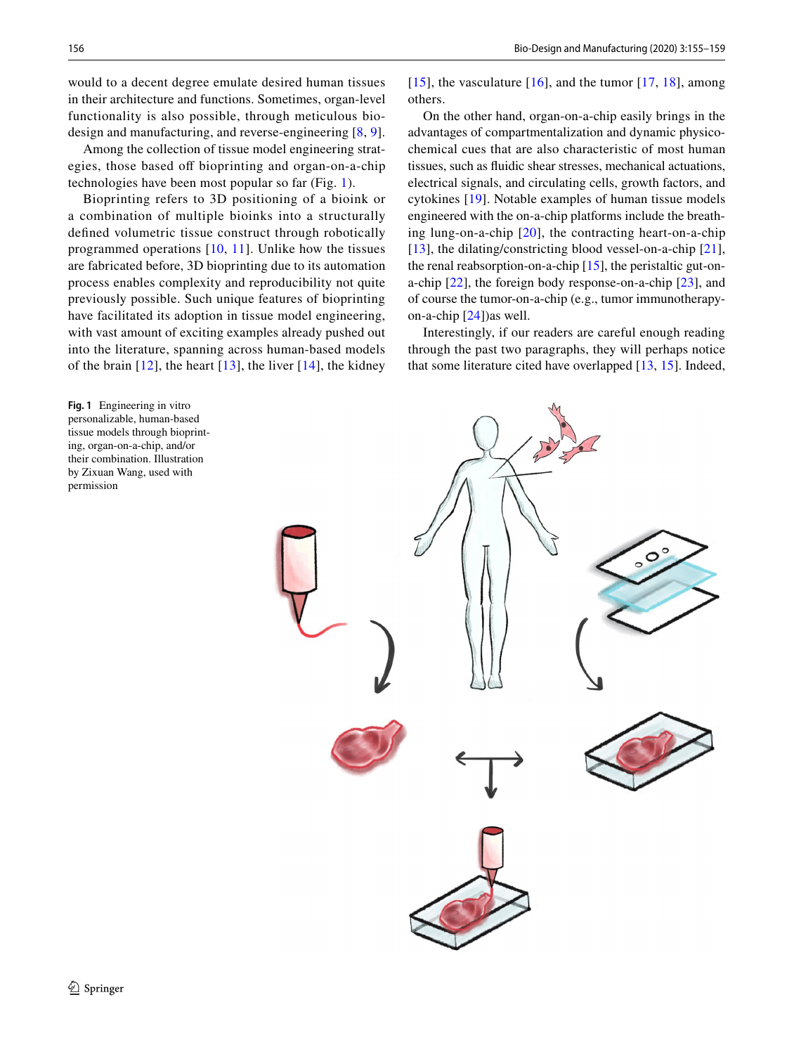would to a decent degree emulate desired human tissues in their architecture and functions. Sometimes, organ-level functionality is also possible, through meticulous bio-design and manufacturing, and reverse-engineering [8, 9].

Among the collection of tissue model engineering strategies, those based off bioprinting and organ-on-a-chip technologies have been most popular so far (Fig. 1).

Bioprinting refers to 3D positioning of a bioink or a combination of multiple bioinks into a structurally defined volumetric tissue construct through robotically programmed operations [10, 11]. Unlike how the tissues are fabricated before, 3D bioprinting due to its automation process enables complexity and reproducibility not quite previously possible. Such unique features of bioprinting have facilitated its adoption in tissue model engineering, with vast amount of exciting examples already pushed out into the literature, spanning across human-based models of the brain [12], the heart [13], the liver [14], the kidney [15], the vasculature [16], and the tumor [17, 18], among others.

On the other hand, organ-on-a-chip easily brings in the advantages of compartmentalization and dynamic physicochemical cues that are also characteristic of most human tissues, such as fluidic shear stresses, mechanical actuations, electrical signals, and circulating cells, growth factors, and cytokines [19]. Notable examples of human tissue models engineered with the on-a-chip platforms include the breathing lung-on-a-chip [20], the contracting heart-on-a-chip [13], the dilating/constricting blood vessel-on-a-chip [21], the renal reabsorption-on-a-chip [15], the peristaltic gut-on-a-chip [22], the foreign body response-on-a-chip [23], and of course the tumor-on-a-chip (e.g., tumor immunotherapy-on-a-chip [24])as well.

Interestingly, if our readers are careful enough reading through the past two paragraphs, they will perhaps notice that some literature cited have overlapped [13, 15]. Indeed,

**Fig. 1** Engineering in vitro personalizable, human-based tissue models through bioprinting, organ-on-a-chip, and/or their combination. Illustration by Zixuan Wang, used with permission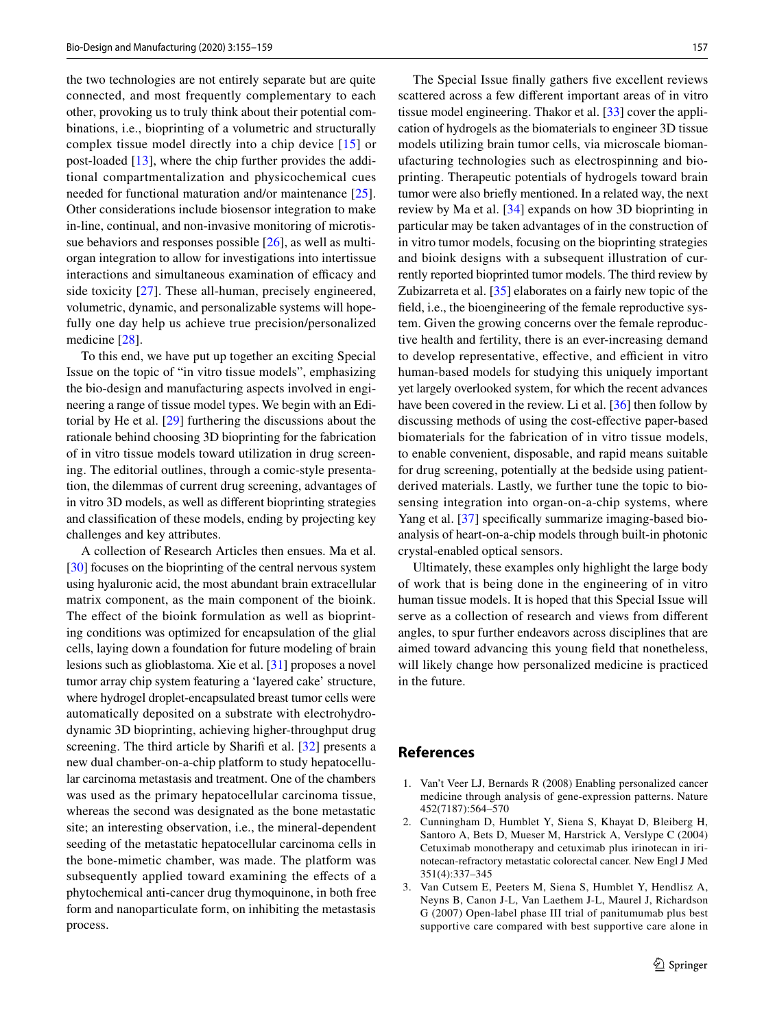the two technologies are not entirely separate but are quite connected, and most frequently complementary to each other, provoking us to truly think about their potential combinations, i.e., bioprinting of a volumetric and structurally complex tissue model directly into a chip device [15] or post-loaded [13], where the chip further provides the additional compartmentalization and physicochemical cues needed for functional maturation and/or maintenance [25]. Other considerations include biosensor integration to make in-line, continual, and non-invasive monitoring of microtissue behaviors and responses possible [26], as well as multi-organ integration to allow for investigations into intertissue interactions and simultaneous examination of efficacy and side toxicity [27]. These all-human, precisely engineered, volumetric, dynamic, and personalizable systems will hopefully one day help us achieve true precision/personalized medicine [28].

To this end, we have put up together an exciting Special Issue on the topic of "in vitro tissue models", emphasizing the bio-design and manufacturing aspects involved in engineering a range of tissue model types. We begin with an Editorial by He et al. [29] furthering the discussions about the rationale behind choosing 3D bioprinting for the fabrication of in vitro tissue models toward utilization in drug screening. The editorial outlines, through a comic-style presentation, the dilemmas of current drug screening, advantages of in vitro 3D models, as well as different bioprinting strategies and classification of these models, ending by projecting key challenges and key attributes.

A collection of Research Articles then ensues. Ma et al. [30] focuses on the bioprinting of the central nervous system using hyaluronic acid, the most abundant brain extracellular matrix component, as the main component of the bioink. The effect of the bioink formulation as well as bioprinting conditions was optimized for encapsulation of the glial cells, laying down a foundation for future modeling of brain lesions such as glioblastoma. Xie et al. [31] proposes a novel tumor array chip system featuring a 'layered cake' structure, where hydrogel droplet-encapsulated breast tumor cells were automatically deposited on a substrate with electrohydrodynamic 3D bioprinting, achieving higher-throughput drug screening. The third article by Sharifi et al. [32] presents a new dual chamber-on-a-chip platform to study hepatocellular carcinoma metastasis and treatment. One of the chambers was used as the primary hepatocellular carcinoma tissue, whereas the second was designated as the bone metastatic site; an interesting observation, i.e., the mineral-dependent seeding of the metastatic hepatocellular carcinoma cells in the bone-mimetic chamber, was made. The platform was subsequently applied toward examining the effects of a phytochemical anti-cancer drug thymoquinone, in both free form and nanoparticulate form, on inhibiting the metastasis process.

The Special Issue finally gathers five excellent reviews scattered across a few different important areas of in vitro tissue model engineering. Thakor et al. [33] cover the application of hydrogels as the biomaterials to engineer 3D tissue models utilizing brain tumor cells, via microscale biomanufacturing technologies such as electrospinning and bioprinting. Therapeutic potentials of hydrogels toward brain tumor were also briefly mentioned. In a related way, the next review by Ma et al. [34] expands on how 3D bioprinting in particular may be taken advantages of in the construction of in vitro tumor models, focusing on the bioprinting strategies and bioink designs with a subsequent illustration of currently reported bioprinted tumor models. The third review by Zubizarreta et al. [35] elaborates on a fairly new topic of the field, i.e., the bioengineering of the female reproductive system. Given the growing concerns over the female reproductive health and fertility, there is an ever-increasing demand to develop representative, effective, and efficient in vitro human-based models for studying this uniquely important yet largely overlooked system, for which the recent advances have been covered in the review. Li et al. [36] then follow by discussing methods of using the cost-effective paper-based biomaterials for the fabrication of in vitro tissue models, to enable convenient, disposable, and rapid means suitable for drug screening, potentially at the bedside using patient-derived materials. Lastly, we further tune the topic to biosensing integration into organ-on-a-chip systems, where Yang et al. [37] specifically summarize imaging-based bioanalysis of heart-on-a-chip models through built-in photonic crystal-enabled optical sensors.

Ultimately, these examples only highlight the large body of work that is being done in the engineering of in vitro human tissue models. It is hoped that this Special Issue will serve as a collection of research and views from different angles, to spur further endeavors across disciplines that are aimed toward advancing this young field that nonetheless, will likely change how personalized medicine is practiced in the future.

## References

1. Van't Veer LJ, Bernards R (2008) Enabling personalized cancer medicine through analysis of gene-expression patterns. Nature 452(7187):564–570
2. Cunningham D, Humblet Y, Siena S, Khayat D, Bleiberg H, Santoro A, Bets D, Mueser M, Harstrick A, Verslype C (2004) Cetuximab monotherapy and cetuximab plus irinotecan in irinotecan-refractory metastatic colorectal cancer. New Engl J Med 351(4):337–345
3. Van Cutsem E, Peeters M, Siena S, Humblet Y, Hendlisz A, Neyns B, Canon J-L, Van Laethem J-L, Maurel J, Richardson G (2007) Open-label phase III trial of panitumumab plus best supportive care compared with best supportive care alone in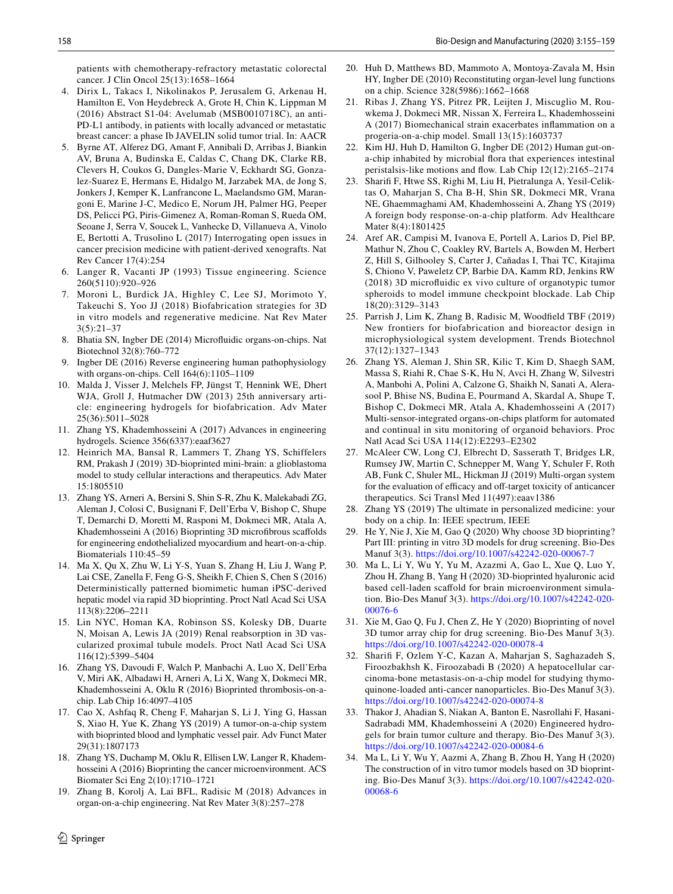patients with chemotherapy-refractory metastatic colorectal cancer. J Clin Oncol 25(13):1658–1664

4. Dirix L, Takacs I, Nikolinakos P, Jerusalem G, Arkenau H, Hamilton E, Von Heydebreck A, Grote H, Chin K, Lippman M (2016) Abstract S1-04: Avelumab (MSB0010718C), an anti-PD-L1 antibody, in patients with locally advanced or metastatic breast cancer: a phase Ib JAVELIN solid tumor trial. In: AACR
5. Byrne AT, Alferez DG, Amant F, Annibali D, Arribas J, Biankin AV, Bruna A, Budinska E, Caldas C, Chang DK, Clarke RB, Clevers H, Coukos G, Dangles-Marie V, Eckhardt SG, Gonzalez-Suarez E, Hermans E, Hidalgo M, Jarzabek MA, de Jong S, Jonkers J, Kemper K, Lanfrancone L, Maelandsmo GM, Marangoni E, Marine J-C, Medico E, Norum JH, Palmer HG, Peeper DS, Pelicci PG, Piris-Gimenez A, Roman-Roman S, Rueda OM, Seoane J, Serra V, Soucek L, Vanhecke D, Villanueva A, Vinolo E, Bertotti A, Trusolino L (2017) Interrogating open issues in cancer precision medicine with patient-derived xenografts. Nat Rev Cancer 17(4):254
6. Langer R, Vacanti JP (1993) Tissue engineering. Science 260(5110):920–926
7. Moroni L, Burdick JA, Highley C, Lee SJ, Morimoto Y, Takeuchi S, Yoo JJ (2018) Biofabrication strategies for 3D in vitro models and regenerative medicine. Nat Rev Mater 3(5):21–37
8. Bhatia SN, Ingber DE (2014) Microfluidic organs-on-chips. Nat Biotechnol 32(8):760–772
9. Ingber DE (2016) Reverse engineering human pathophysiology with organs-on-chips. Cell 164(6):1105–1109
10. Malda J, Visser J, Melchels FP, Jüngst T, Hennink WE, Dhert WJA, Groll J, Hutmacher DW (2013) 25th anniversary article: engineering hydrogels for biofabrication. Adv Mater 25(36):5011–5028
11. Zhang YS, Khademhosseini A (2017) Advances in engineering hydrogels. Science 356(6337):eaaf3627
12. Heinrich MA, Bansal R, Lammers T, Zhang YS, Schiffelers RM, Prakash J (2019) 3D-bioprinted mini-brain: a glioblastoma model to study cellular interactions and therapeutics. Adv Mater 15:1805510
13. Zhang YS, Arneri A, Bersini S, Shin S-R, Zhu K, Malekabadi ZG, Aleman J, Colosi C, Busignani F, Dell'Erba V, Bishop C, Shupe T, Demarchi D, Moretti M, Rasponi M, Dokmeci MR, Atala A, Khademhosseini A (2016) Bioprinting 3D microfibrous scaffolds for engineering endothelialized myocardium and heart-on-a-chip. Biomaterials 110:45–59
14. Ma X, Qu X, Zhu W, Li Y-S, Yuan S, Zhang H, Liu J, Wang P, Lai CSE, Zanella F, Feng G-S, Sheikh F, Chien S, Chen S (2016) Deterministically patterned biomimetic human iPSC-derived hepatic model via rapid 3D bioprinting. Proct Natl Acad Sci USA 113(8):2206–2211
15. Lin NYC, Homan KA, Robinson SS, Kolesky DB, Duarte N, Moisan A, Lewis JA (2019) Renal reabsorption in 3D vascularized proximal tubule models. Proct Natl Acad Sci USA 116(12):5399–5404
16. Zhang YS, Davoudi F, Walch P, Manbachi A, Luo X, Dell'Erba V, Miri AK, Albadawi H, Arneri A, Li X, Wang X, Dokmeci MR, Khademhosseini A, Oklu R (2016) Bioprinted thrombosis-on-a-chip. Lab Chip 16:4097–4105
17. Cao X, Ashfaq R, Cheng F, Maharjan S, Li J, Ying G, Hassan S, Xiao H, Yue K, Zhang YS (2019) A tumor-on-a-chip system with bioprinted blood and lymphatic vessel pair. Adv Funct Mater 29(31):1807173
18. Zhang YS, Duchamp M, Oklu R, Ellisen LW, Langer R, Khademhosseini A (2016) Bioprinting the cancer microenvironment. ACS Biomater Sci Eng 2(10):1710–1721
19. Zhang B, Korolj A, Lai BFL, Radisic M (2018) Advances in organ-on-a-chip engineering. Nat Rev Mater 3(8):257–278
20. Huh D, Matthews BD, Mammoto A, Montoya-Zavala M, Hsin HY, Ingber DE (2010) Reconstituting organ-level lung functions on a chip. Science 328(5986):1662–1668
21. Ribas J, Zhang YS, Pitrez PR, Leijten J, Miscuglio M, Rouwkema J, Dokmeci MR, Nissan X, Ferreira L, Khademhosseini A (2017) Biomechanical strain exacerbates inflammation on a progeria-on-a-chip model. Small 13(15):1603737
22. Kim HJ, Huh D, Hamilton G, Ingber DE (2012) Human gut-on-a-chip inhabited by microbial flora that experiences intestinal peristalsis-like motions and flow. Lab Chip 12(12):2165–2174
23. Sharifi F, Htwe SS, Righi M, Liu H, Pietralunga A, Yesil-Celiktas O, Maharjan S, Cha B-H, Shin SR, Dokmeci MR, Vrana NE, Ghaemmaghami AM, Khademhosseini A, Zhang YS (2019) A foreign body response-on-a-chip platform. Adv Healthcare Mater 8(4):1801425
24. Aref AR, Campisi M, Ivanova E, Portell A, Larios D, Piel BP, Mathur N, Zhou C, Coakley RV, Bartels A, Bowden M, Herbert Z, Hill S, Gilhooley S, Carter J, Cañadas I, Thai TC, Kitajima S, Chiono V, Paweletz CP, Barbie DA, Kamm RD, Jenkins RW (2018) 3D microfluidic ex vivo culture of organotypic tumor spheroids to model immune checkpoint blockade. Lab Chip 18(20):3129–3143
25. Parrish J, Lim K, Zhang B, Radisic M, Woodfield TBF (2019) New frontiers for biofabrication and bioreactor design in microphysiological system development. Trends Biotechnol 37(12):1327–1343
26. Zhang YS, Aleman J, Shin SR, Kilic T, Kim D, Shaegh SAM, Massa S, Riahi R, Chae S-K, Hu N, Avci H, Zhang W, Silvestri A, Manbohi A, Polini A, Calzone G, Shaikh N, Sanati A, Alerasool P, Bhise NS, Budina E, Pourmand A, Skardal A, Shupe T, Bishop C, Dokmeci MR, Atala A, Khademhosseini A (2017) Multi-sensor-integrated organs-on-chips platform for automated and continual in situ monitoring of organoid behaviors. Proc Natl Acad Sci USA 114(12):E2293–E2302
27. McAleer CW, Long CJ, Elbrecht D, Sasserath T, Bridges LR, Rumsey JW, Martin C, Schnepper M, Wang Y, Schuler F, Roth AB, Funk C, Shuler ML, Hickman JJ (2019) Multi-organ system for the evaluation of efficacy and off-target toxicity of anticancer therapeutics. Sci Transl Med 11(497):eaav1386
28. Zhang YS (2019) The ultimate in personalized medicine: your body on a chip. In: IEEE spectrum, IEEE
29. He Y, Nie J, Xie M, Gao Q (2020) Why choose 3D bioprinting? Part III: printing in vitro 3D models for drug screening. Bio-Des Manuf 3(3). https://doi.org/10.1007/s42242-020-00067-7
30. Ma L, Li Y, Wu Y, Yu M, Azazmi A, Gao L, Xue Q, Luo Y, Zhou H, Zhang B, Yang H (2020) 3D-bioprinted hyaluronic acid based cell-laden scaffold for brain microenvironment simulation. Bio-Des Manuf 3(3). https://doi.org/10.1007/s42242-020-00076-6
31. Xie M, Gao Q, Fu J, Chen Z, He Y (2020) Bioprinting of novel 3D tumor array chip for drug screening. Bio-Des Manuf 3(3). https://doi.org/10.1007/s42242-020-00078-4
32. Sharifi F, Ozlem Y-C, Kazan A, Maharjan S, Saghazadeh S, Firoozbakhsh K, Firoozabadi B (2020) A hepatocellular carcinoma-bone metastasis-on-a-chip model for studying thymoquinone-loaded anti-cancer nanoparticles. Bio-Des Manuf 3(3). https://doi.org/10.1007/s42242-020-00074-8
33. Thakor J, Ahadian S, Niakan A, Banton E, Nasrollahi F, Hasani-Sadrabadi MM, Khademhosseini A (2020) Engineered hydrogels for brain tumor culture and therapy. Bio-Des Manuf 3(3). https://doi.org/10.1007/s42242-020-00084-6
34. Ma L, Li Y, Wu Y, Aazmi A, Zhang B, Zhou H, Yang H (2020) The construction of in vitro tumor models based on 3D bioprinting. Bio-Des Manuf 3(3). https://doi.org/10.1007/s42242-020-00068-6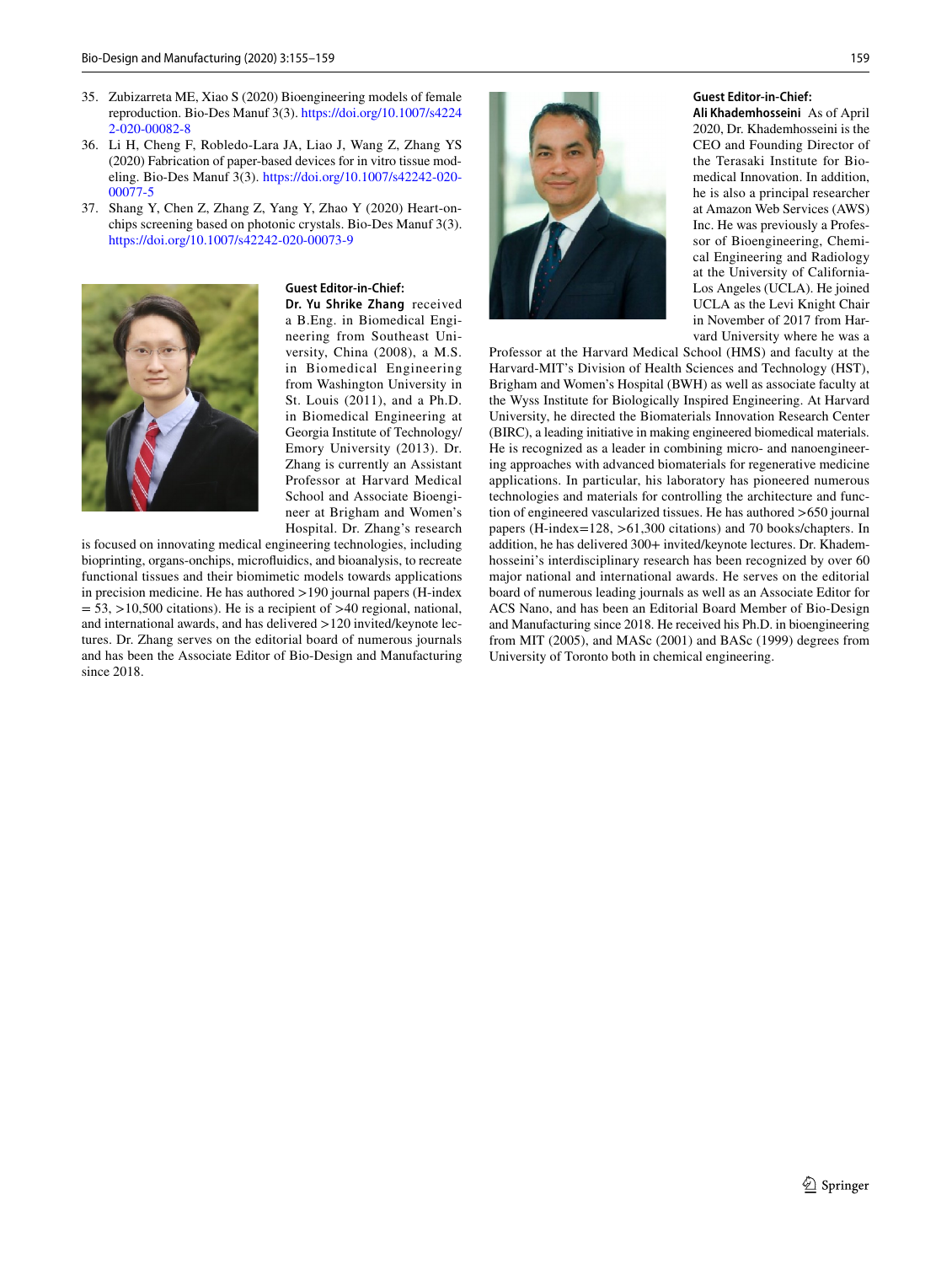35. Zubizarreta ME, Xiao S (2020) Bioengineering models of female reproduction. Bio-Des Manuf 3(3). https://doi.org/10.1007/s42242-020-00082-8
36. Li H, Cheng F, Robledo-Lara JA, Liao J, Wang Z, Zhang YS (2020) Fabrication of paper-based devices for in vitro tissue modeling. Bio-Des Manuf 3(3). https://doi.org/10.1007/s42242-020-00077-5
37. Shang Y, Chen Z, Zhang Z, Yang Y, Zhao Y (2020) Heart-on-chips screening based on photonic crystals. Bio-Des Manuf 3(3). https://doi.org/10.1007/s42242-020-00073-9

**Guest Editor-in-Chief:**
**Dr. Yu Shrike Zhang** received a B.Eng. in Biomedical Engineering from Southeast University, China (2008), a M.S. in Biomedical Engineering from Washington University in St. Louis (2011), and a Ph.D. in Biomedical Engineering at Georgia Institute of Technology/Emory University (2013). Dr. Zhang is currently an Assistant Professor at Harvard Medical School and Associate Bioengineer at Brigham and Women's Hospital. Dr. Zhang's research is focused on innovating medical engineering technologies, including bioprinting, organs-onchips, microfluidics, and bioanalysis, to recreate functional tissues and their biomimetic models towards applications in precision medicine. He has authored >190 journal papers (H-index = 53, >10,500 citations). He is a recipient of >40 regional, national, and international awards, and has delivered >120 invited/keynote lectures. Dr. Zhang serves on the editorial board of numerous journals and has been the Associate Editor of Bio-Design and Manufacturing since 2018.

**Guest Editor-in-Chief:**
**Ali Khademhosseini** As of April 2020, Dr. Khademhosseini is the CEO and Founding Director of the Terasaki Institute for Biomedical Innovation. In addition, he is also a principal researcher at Amazon Web Services (AWS) Inc. He was previously a Professor of Bioengineering, Chemical Engineering and Radiology at the University of California-Los Angeles (UCLA). He joined UCLA as the Levi Knight Chair in November of 2017 from Harvard University where he was a Professor at the Harvard Medical School (HMS) and faculty at the Harvard-MIT's Division of Health Sciences and Technology (HST), Brigham and Women's Hospital (BWH) as well as associate faculty at the Wyss Institute for Biologically Inspired Engineering. At Harvard University, he directed the Biomaterials Innovation Research Center (BIRC), a leading initiative in making engineered biomedical materials. He is recognized as a leader in combining micro- and nanoengineering approaches with advanced biomaterials for regenerative medicine applications. In particular, his laboratory has pioneered numerous technologies and materials for controlling the architecture and function of engineered vascularized tissues. He has authored >650 journal papers (H-index=128, >61,300 citations) and 70 books/chapters. In addition, he has delivered 300+ invited/keynote lectures. Dr. Khademhosseini's interdisciplinary research has been recognized by over 60 major national and international awards. He serves on the editorial board of numerous leading journals as well as an Associate Editor for ACS Nano, and has been an Editorial Board Member of Bio-Design and Manufacturing since 2018. He received his Ph.D. in bioengineering from MIT (2005), and MASc (2001) and BASc (1999) degrees from University of Toronto both in chemical engineering.